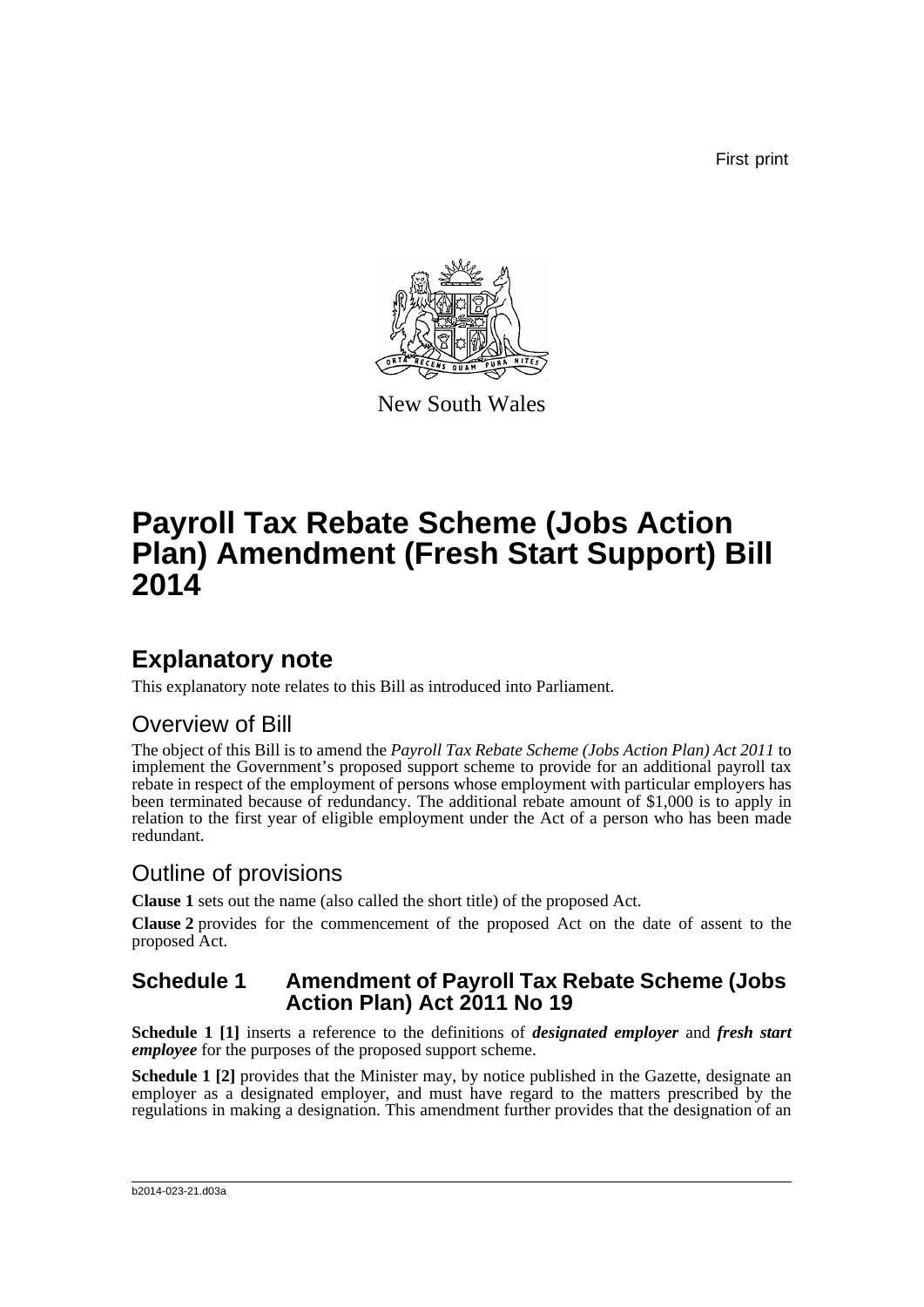First print

New South Wales

# Payroll Tax Rebate Scheme (Jobs Action Plan) Amendment (Fresh Start Support) Bill 2014

## Explanatory note

This explanatory note relates to this Bill as introduced into Parliament.

### Overview of Bill

The object of this Bill is to amend the *Payroll Tax Rebate Scheme (Jobs Action Plan) Act 2011* to implement the Government's proposed support scheme to provide for an additional payroll tax rebate in respect of the employment of persons whose employment with particular employers has been terminated because of redundancy. The additional rebate amount of $1,000 is to apply in relation to the first year of eligible employment under the Act of a person who has been made redundant.

### Outline of provisions

**Clause 1** sets out the name (also called the short title) of the proposed Act.

**Clause 2** provides for the commencement of the proposed Act on the date of assent to the proposed Act.

#### Schedule 1 Amendment of Payroll Tax Rebate Scheme (Jobs Action Plan) Act 2011 No 19

**Schedule 1 [1]** inserts a reference to the definitions of ***designated employer*** and ***fresh start employee*** for the purposes of the proposed support scheme.

**Schedule 1 [2]** provides that the Minister may, by notice published in the Gazette, designate an employer as a designated employer, and must have regard to the matters prescribed by the regulations in making a designation. This amendment further provides that the designation of an

b2014-023-21.d03a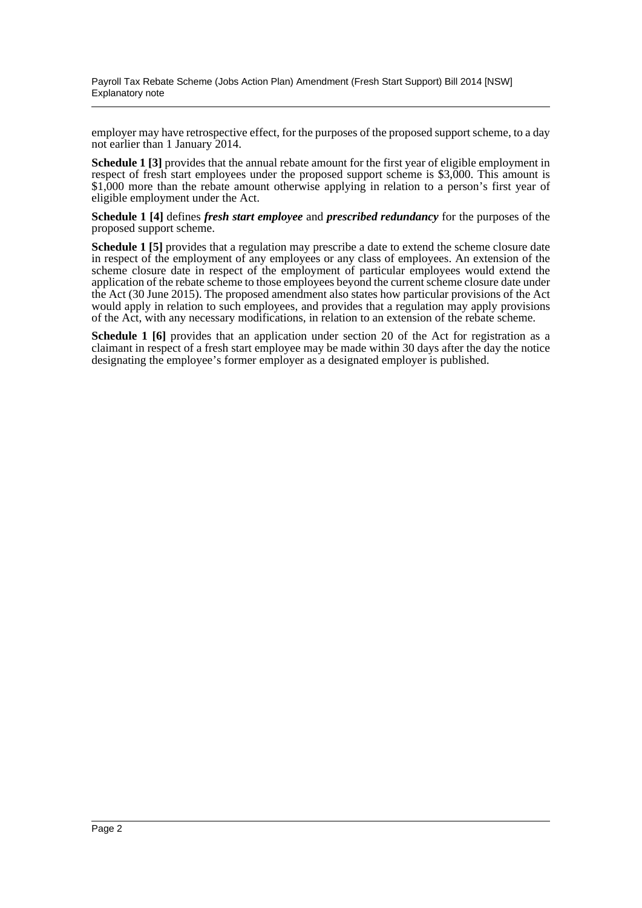employer may have retrospective effect, for the purposes of the proposed support scheme, to a day not earlier than 1 January 2014.

**Schedule 1 [3]** provides that the annual rebate amount for the first year of eligible employment in respect of fresh start employees under the proposed support scheme is $3,000. This amount is $1,000 more than the rebate amount otherwise applying in relation to a person's first year of eligible employment under the Act.

**Schedule 1 [4]** defines ***fresh start employee*** and ***prescribed redundancy*** for the purposes of the proposed support scheme.

**Schedule 1 [5]** provides that a regulation may prescribe a date to extend the scheme closure date in respect of the employment of any employees or any class of employees. An extension of the scheme closure date in respect of the employment of particular employees would extend the application of the rebate scheme to those employees beyond the current scheme closure date under the Act (30 June 2015). The proposed amendment also states how particular provisions of the Act would apply in relation to such employees, and provides that a regulation may apply provisions of the Act, with any necessary modifications, in relation to an extension of the rebate scheme.

**Schedule 1 [6]** provides that an application under section 20 of the Act for registration as a claimant in respect of a fresh start employee may be made within 30 days after the day the notice designating the employee's former employer as a designated employer is published.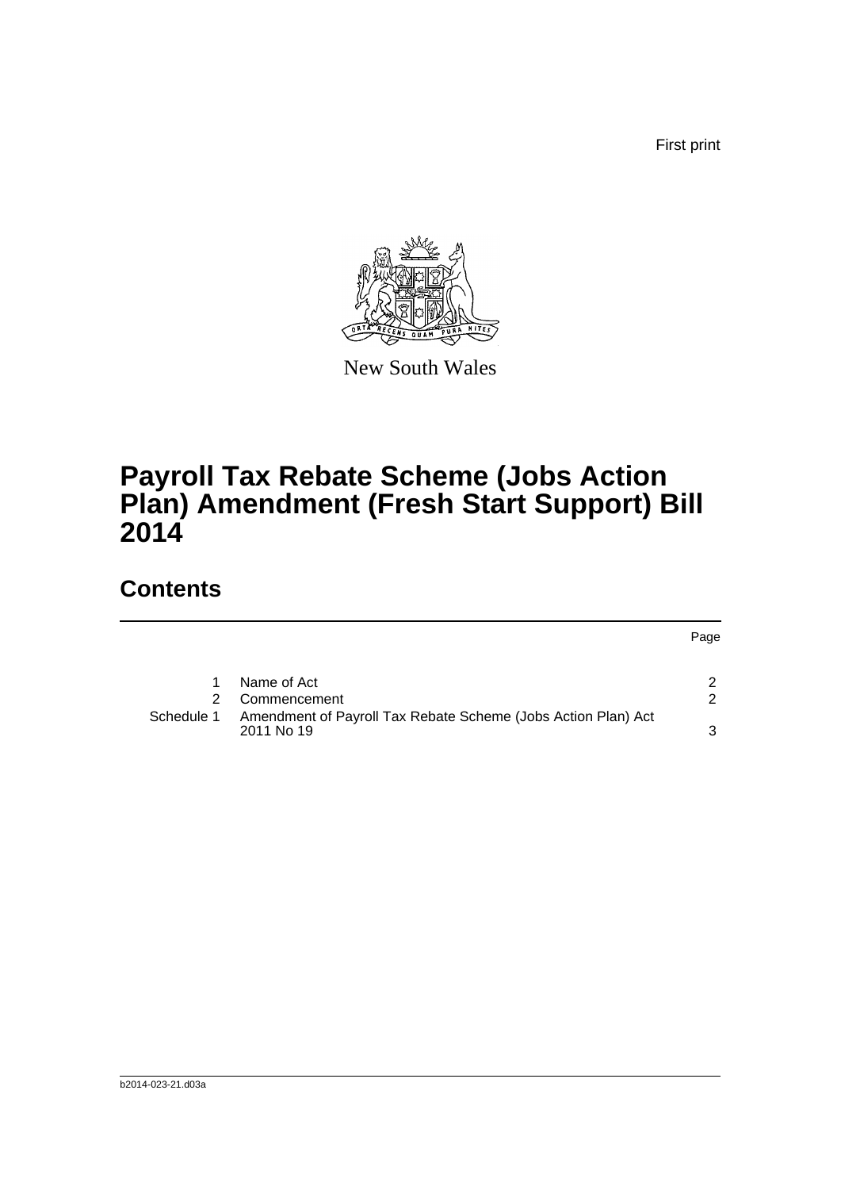First print

New South Wales

# Payroll Tax Rebate Scheme (Jobs Action Plan) Amendment (Fresh Start Support) Bill 2014

## Contents

| | | Page |
|---|---|---|
| 1 | Name of Act | 2 |
| 2 | Commencement | 2 |
| Schedule 1 | Amendment of Payroll Tax Rebate Scheme (Jobs Action Plan) Act 2011 No 19 | 3 |

b2014-023-21.d03a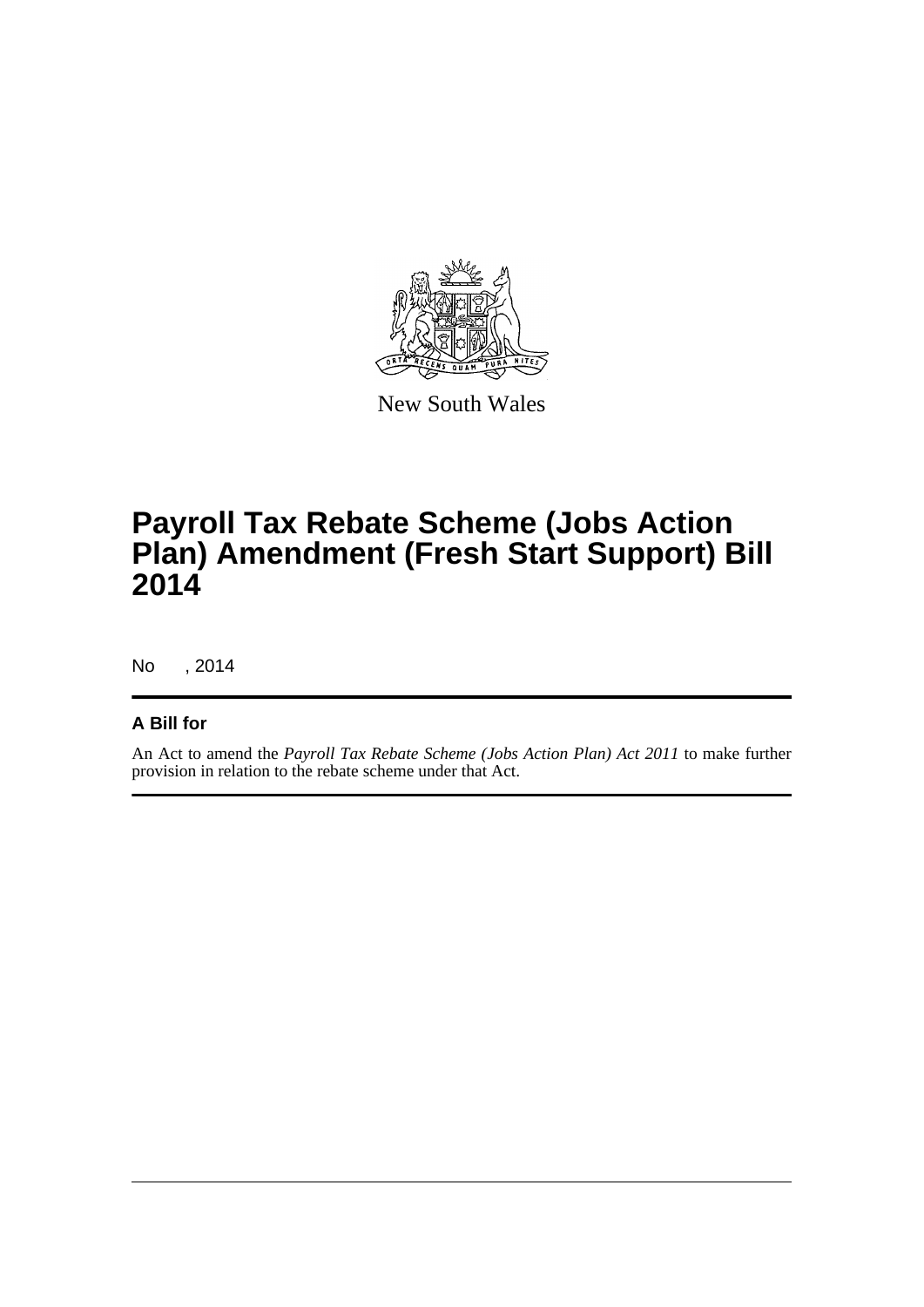New South Wales

# Payroll Tax Rebate Scheme (Jobs Action Plan) Amendment (Fresh Start Support) Bill 2014

No , 2014

## A Bill for

An Act to amend the *Payroll Tax Rebate Scheme (Jobs Action Plan) Act 2011* to make further provision in relation to the rebate scheme under that Act.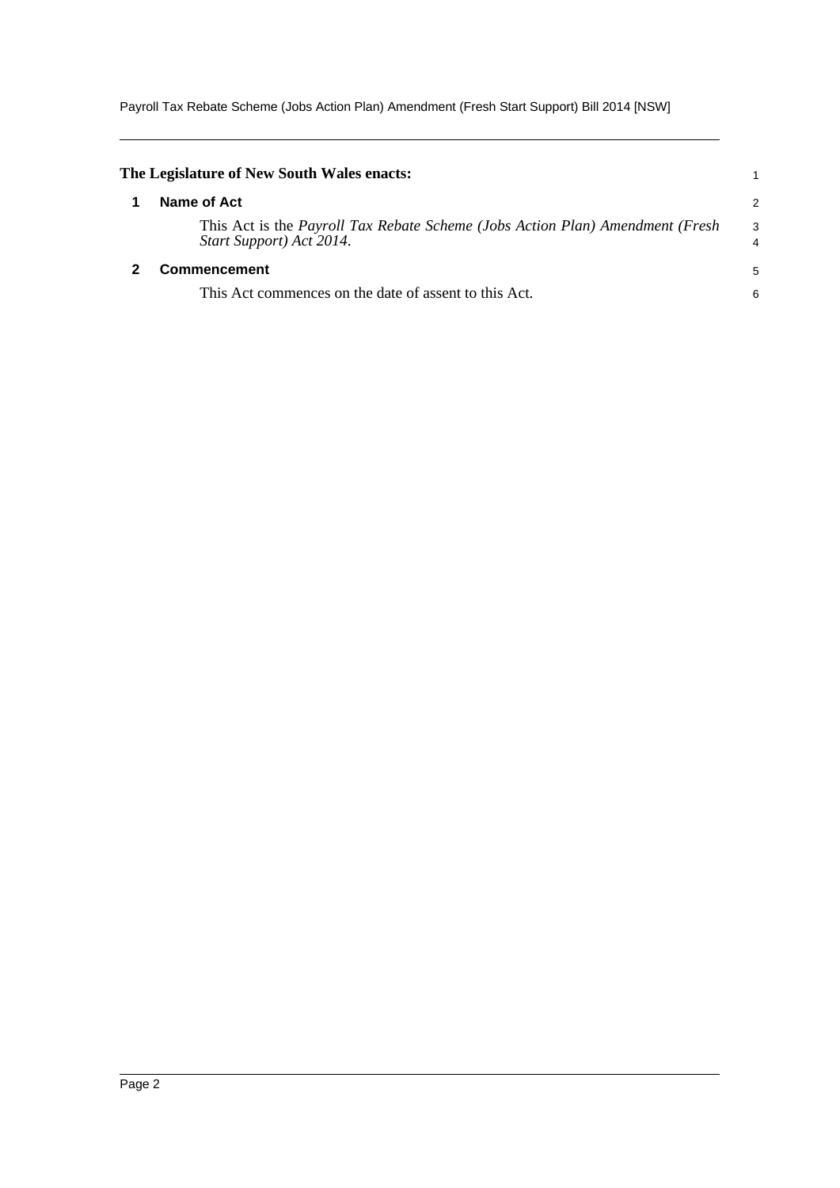**The Legislature of New South Wales enacts:**

## 1 Name of Act

This Act is the *Payroll Tax Rebate Scheme (Jobs Action Plan) Amendment (Fresh Start Support) Act 2014*.

## 2 Commencement

This Act commences on the date of assent to this Act.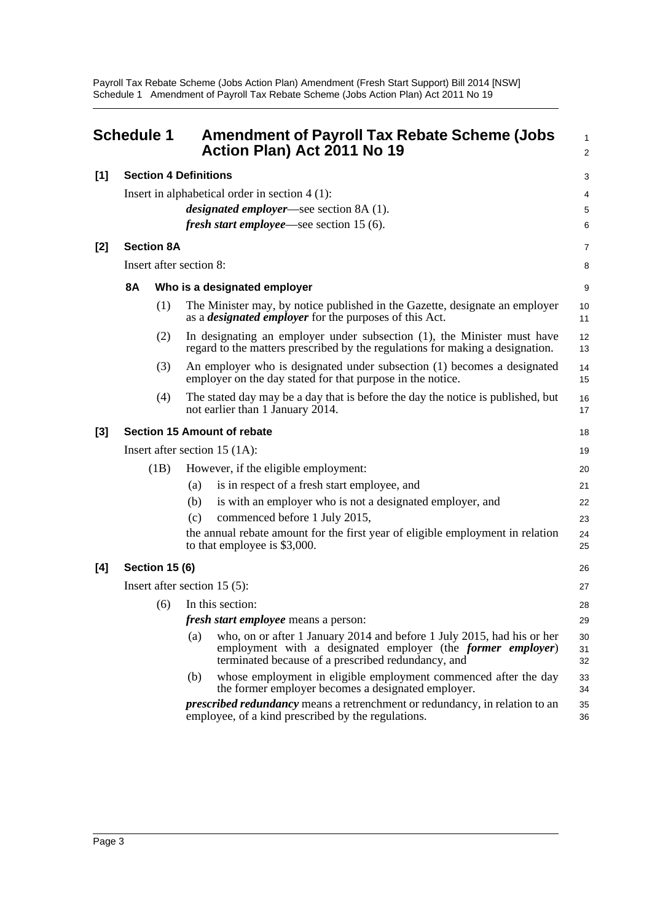# Schedule 1 Amendment of Payroll Tax Rebate Scheme (Jobs Action Plan) Act 2011 No 19

## [1] Section 4 Definitions

Insert in alphabetical order in section 4 (1):

***designated employer***—see section 8A (1).

***fresh start employee***—see section 15 (6).

## [2] Section 8A

Insert after section 8:

### 8A Who is a designated employer

(1) The Minister may, by notice published in the Gazette, designate an employer as a ***designated employer*** for the purposes of this Act.

(2) In designating an employer under subsection (1), the Minister must have regard to the matters prescribed by the regulations for making a designation.

(3) An employer who is designated under subsection (1) becomes a designated employer on the day stated for that purpose in the notice.

(4) The stated day may be a day that is before the day the notice is published, but not earlier than 1 January 2014.

## [3] Section 15 Amount of rebate

Insert after section 15 (1A):

(1B) However, if the eligible employment:

- (a) is in respect of a fresh start employee, and
- (b) is with an employer who is not a designated employer, and
- (c) commenced before 1 July 2015,

the annual rebate amount for the first year of eligible employment in relation to that employee is $3,000.

## [4] Section 15 (6)

Insert after section 15 (5):

(6) In this section:

***fresh start employee*** means a person:

- (a) who, on or after 1 January 2014 and before 1 July 2015, had his or her employment with a designated employer (the ***former employer***) terminated because of a prescribed redundancy, and
- (b) whose employment in eligible employment commenced after the day the former employer becomes a designated employer.

***prescribed redundancy*** means a retrenchment or redundancy, in relation to an employee, of a kind prescribed by the regulations.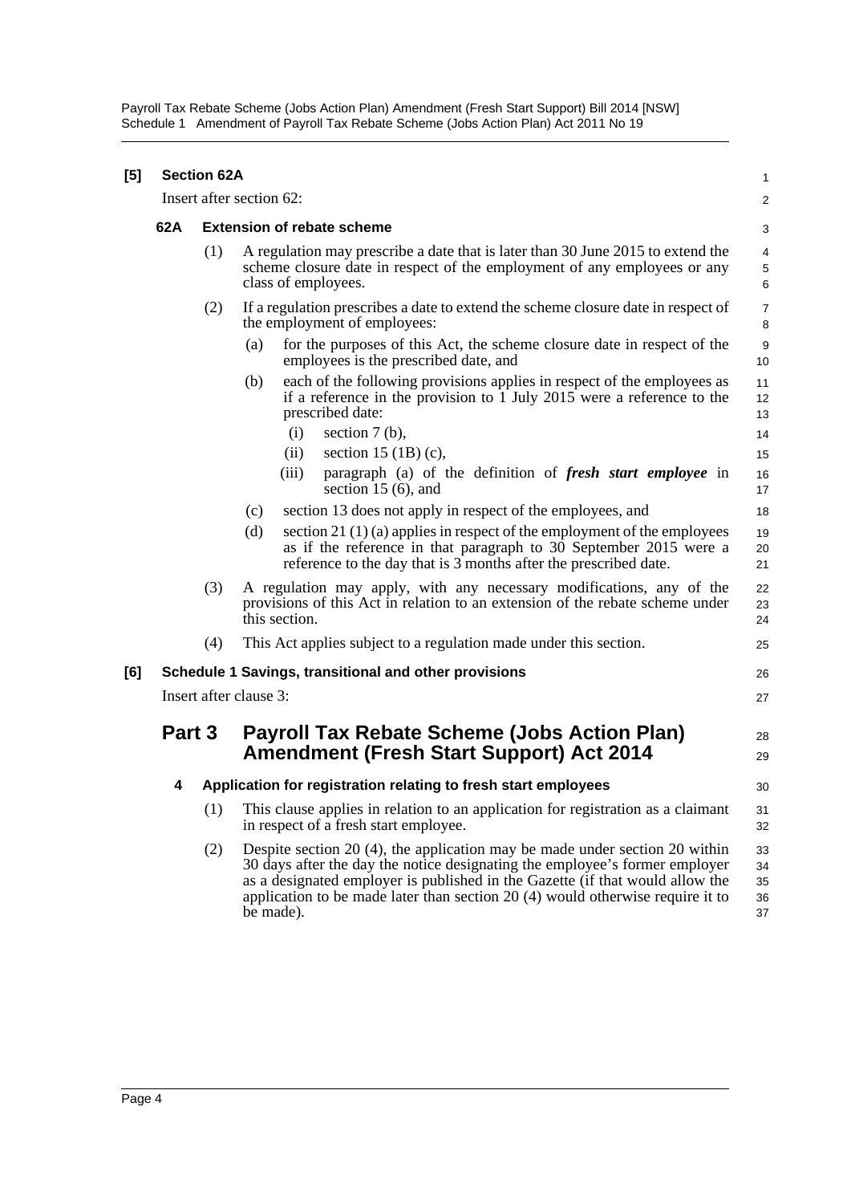**[5] Section 62A**

Insert after section 62:

**62A Extension of rebate scheme**

(1) A regulation may prescribe a date that is later than 30 June 2015 to extend the scheme closure date in respect of the employment of any employees or any class of employees.

(2) If a regulation prescribes a date to extend the scheme closure date in respect of the employment of employees:

(a) for the purposes of this Act, the scheme closure date in respect of the employees is the prescribed date, and

(b) each of the following provisions applies in respect of the employees as if a reference in the provision to 1 July 2015 were a reference to the prescribed date:

(i) section 7 (b),

(ii) section 15 (1B) (c),

(iii) paragraph (a) of the definition of ***fresh start employee*** in section 15 (6), and

(c) section 13 does not apply in respect of the employees, and

(d) section 21 (1) (a) applies in respect of the employment of the employees as if the reference in that paragraph to 30 September 2015 were a reference to the day that is 3 months after the prescribed date.

(3) A regulation may apply, with any necessary modifications, any of the provisions of this Act in relation to an extension of the rebate scheme under this section.

(4) This Act applies subject to a regulation made under this section.

**[6] Schedule 1 Savings, transitional and other provisions**

Insert after clause 3:

## Part 3 Payroll Tax Rebate Scheme (Jobs Action Plan) Amendment (Fresh Start Support) Act 2014

**4 Application for registration relating to fresh start employees**

(1) This clause applies in relation to an application for registration as a claimant in respect of a fresh start employee.

(2) Despite section 20 (4), the application may be made under section 20 within 30 days after the day the notice designating the employee's former employer as a designated employer is published in the Gazette (if that would allow the application to be made later than section 20 (4) would otherwise require it to be made).